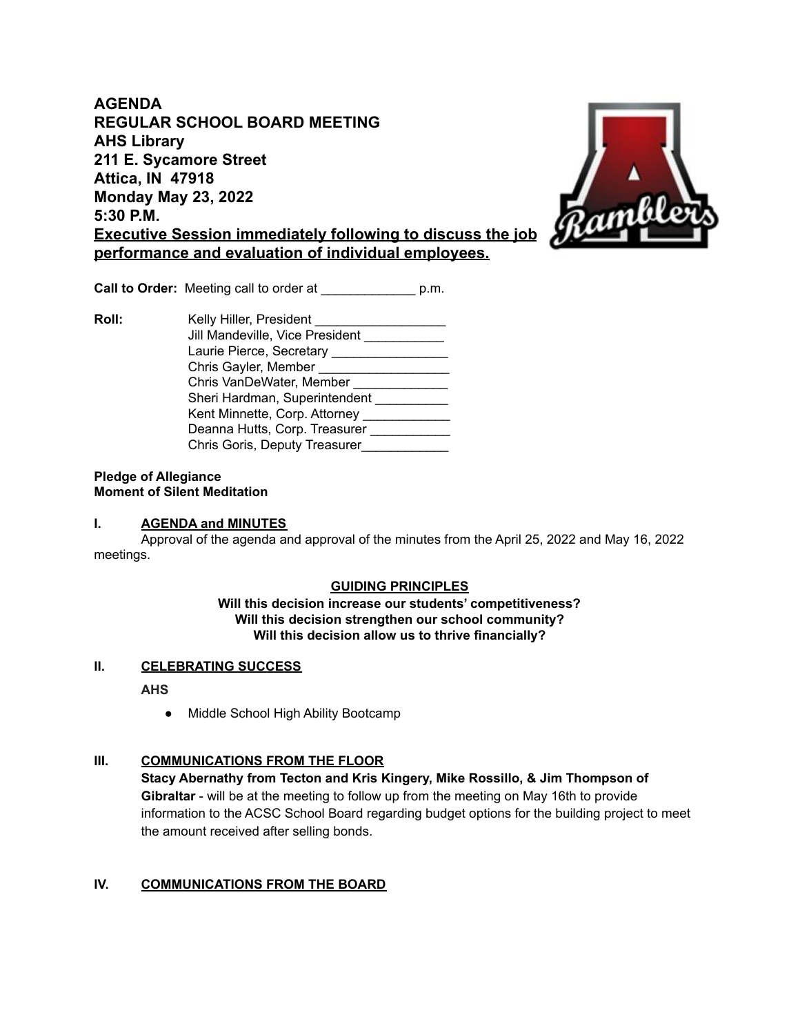# AGENDA
# REGULAR SCHOOL BOARD MEETING
## AHS Library
## 211 E. Sycamore Street
## Attica, IN 47918
## Monday May 23, 2022
## 5:30 P.M.
## **Executive Session immediately following to discuss the job performance and evaluation of individual employees.**

**Call to Order:** Meeting call to order at _____________ p.m.

**Roll:**
- Kelly Hiller, President __________________
- Jill Mandeville, Vice President ___________
- Laurie Pierce, Secretary ________________
- Chris Gayler, Member __________________
- Chris VanDeWater, Member _____________
- Sheri Hardman, Superintendent __________
- Kent Minnette, Corp. Attorney ____________
- Deanna Hutts, Corp. Treasurer ___________
- Chris Goris, Deputy Treasurer____________

**Pledge of Allegiance**
**Moment of Silent Meditation**

## I. AGENDA and MINUTES

Approval of the agenda and approval of the minutes from the April 25, 2022 and May 16, 2022 meetings.

**GUIDING PRINCIPLES**

**Will this decision increase our students' competitiveness?**
**Will this decision strengthen our school community?**
**Will this decision allow us to thrive financially?**

## II. CELEBRATING SUCCESS

**AHS**

- Middle School High Ability Bootcamp

## III. COMMUNICATIONS FROM THE FLOOR

**Stacy Abernathy from Tecton and Kris Kingery, Mike Rossillo, & Jim Thompson of Gibraltar** - will be at the meeting to follow up from the meeting on May 16th to provide information to the ACSC School Board regarding budget options for the building project to meet the amount received after selling bonds.

## IV. COMMUNICATIONS FROM THE BOARD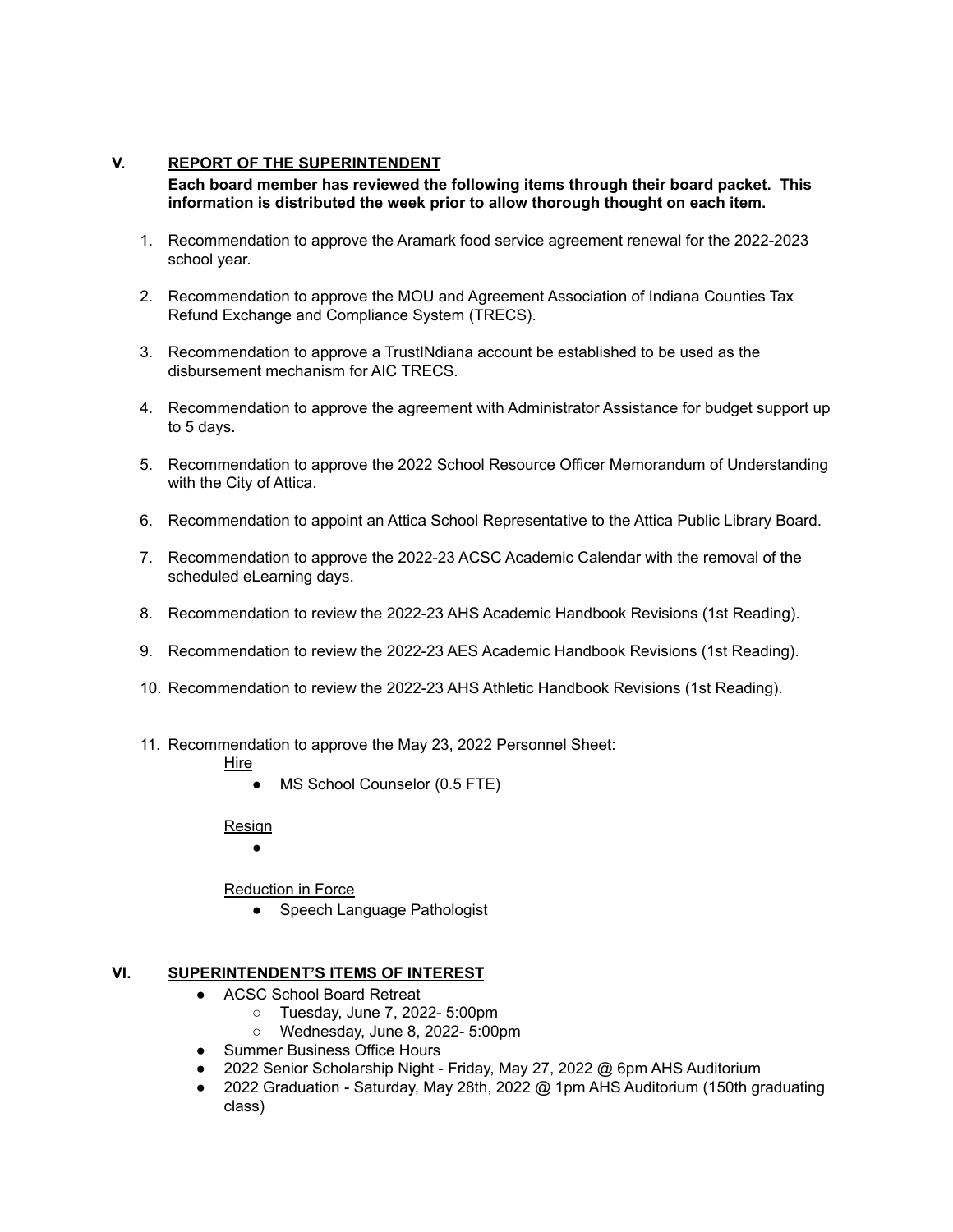## V. REPORT OF THE SUPERINTENDENT

**Each board member has reviewed the following items through their board packet. This information is distributed the week prior to allow thorough thought on each item.**

1. Recommendation to approve the Aramark food service agreement renewal for the 2022-2023 school year.

2. Recommendation to approve the MOU and Agreement Association of Indiana Counties Tax Refund Exchange and Compliance System (TRECS).

3. Recommendation to approve a TrustINdiana account be established to be used as the disbursement mechanism for AIC TRECS.

4. Recommendation to approve the agreement with Administrator Assistance for budget support up to 5 days.

5. Recommendation to approve the 2022 School Resource Officer Memorandum of Understanding with the City of Attica.

6. Recommendation to appoint an Attica School Representative to the Attica Public Library Board.

7. Recommendation to approve the 2022-23 ACSC Academic Calendar with the removal of the scheduled eLearning days.

8. Recommendation to review the 2022-23 AHS Academic Handbook Revisions (1st Reading).

9. Recommendation to review the 2022-23 AES Academic Handbook Revisions (1st Reading).

10. Recommendation to review the 2022-23 AHS Athletic Handbook Revisions (1st Reading).

11. Recommendation to approve the May 23, 2022 Personnel Sheet:

    Hire
    - MS School Counselor (0.5 FTE)

    Resign
    -

    Reduction in Force
    - Speech Language Pathologist

## VI. SUPERINTENDENT'S ITEMS OF INTEREST

- ACSC School Board Retreat
  - Tuesday, June 7, 2022- 5:00pm
  - Wednesday, June 8, 2022- 5:00pm
- Summer Business Office Hours
- 2022 Senior Scholarship Night - Friday, May 27, 2022 @ 6pm AHS Auditorium
- 2022 Graduation - Saturday, May 28th, 2022 @ 1pm AHS Auditorium (150th graduating class)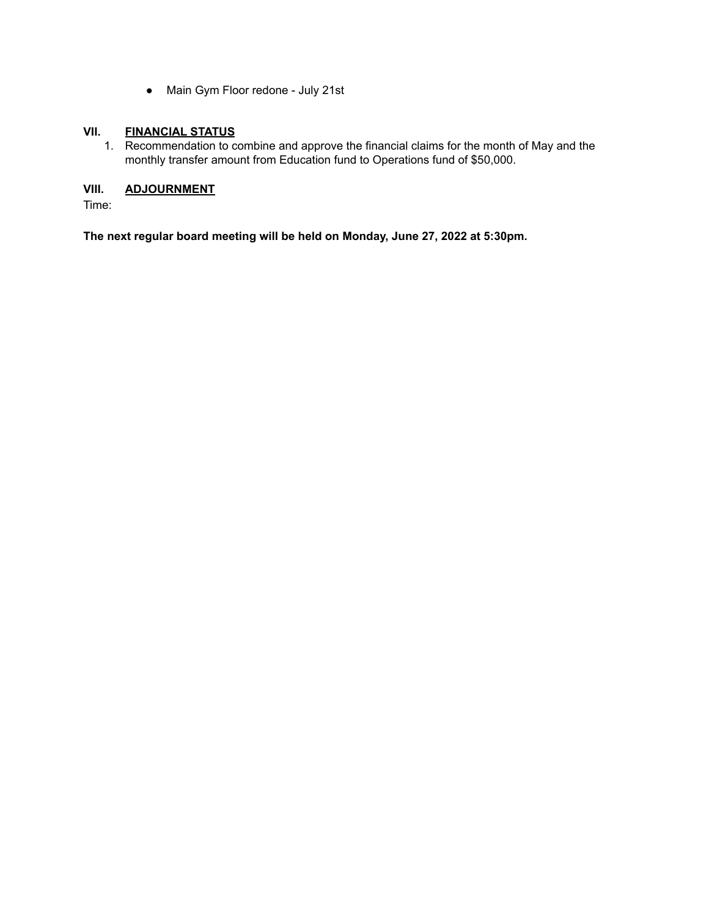- Main Gym Floor redone - July 21st

## VII. FINANCIAL STATUS

1. Recommendation to combine and approve the financial claims for the month of May and the monthly transfer amount from Education fund to Operations fund of $50,000.

## VIII. ADJOURNMENT

Time:

**The next regular board meeting will be held on Monday, June 27, 2022 at 5:30pm.**